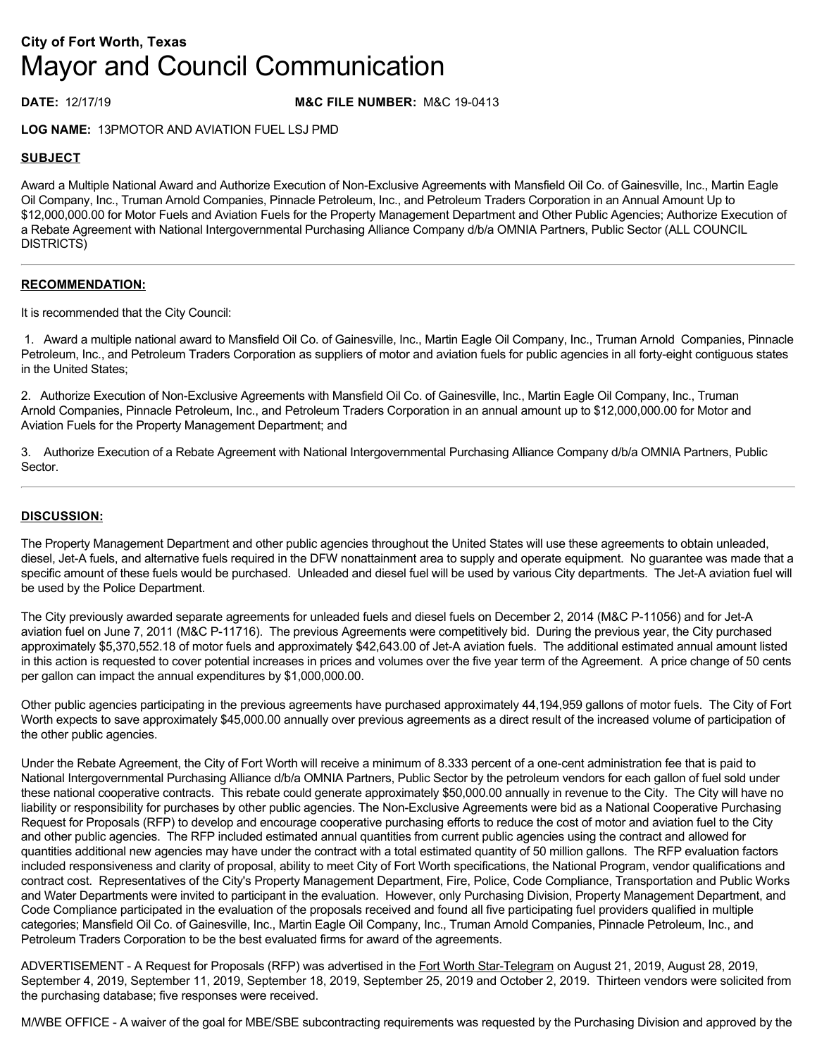**City of Fort Worth, Texas**

# Mayor and Council Communication

**DATE:** 12/17/19 **M&C FILE NUMBER:** M&C 19-0413

**LOG NAME:** 13PMOTOR AND AVIATION FUEL LSJ PMD

## SUBJECT

Award a Multiple National Award and Authorize Execution of Non-Exclusive Agreements with Mansfield Oil Co. of Gainesville, Inc., Martin Eagle Oil Company, Inc., Truman Arnold Companies, Pinnacle Petroleum, Inc., and Petroleum Traders Corporation in an Annual Amount Up to $12,000,000.00 for Motor Fuels and Aviation Fuels for the Property Management Department and Other Public Agencies; Authorize Execution of a Rebate Agreement with National Intergovernmental Purchasing Alliance Company d/b/a OMNIA Partners, Public Sector (ALL COUNCIL DISTRICTS)

---

## RECOMMENDATION:

It is recommended that the City Council:

1. Award a multiple national award to Mansfield Oil Co. of Gainesville, Inc., Martin Eagle Oil Company, Inc., Truman Arnold Companies, Pinnacle Petroleum, Inc., and Petroleum Traders Corporation as suppliers of motor and aviation fuels for public agencies in all forty-eight contiguous states in the United States;

2. Authorize Execution of Non-Exclusive Agreements with Mansfield Oil Co. of Gainesville, Inc., Martin Eagle Oil Company, Inc., Truman Arnold Companies, Pinnacle Petroleum, Inc., and Petroleum Traders Corporation in an annual amount up to $12,000,000.00 for Motor and Aviation Fuels for the Property Management Department; and

3. Authorize Execution of a Rebate Agreement with National Intergovernmental Purchasing Alliance Company d/b/a OMNIA Partners, Public Sector.

---

## DISCUSSION:

The Property Management Department and other public agencies throughout the United States will use these agreements to obtain unleaded, diesel, Jet-A fuels, and alternative fuels required in the DFW nonattainment area to supply and operate equipment. No guarantee was made that a specific amount of these fuels would be purchased. Unleaded and diesel fuel will be used by various City departments. The Jet-A aviation fuel will be used by the Police Department.

The City previously awarded separate agreements for unleaded fuels and diesel fuels on December 2, 2014 (M&C P-11056) and for Jet-A aviation fuel on June 7, 2011 (M&C P-11716). The previous Agreements were competitively bid. During the previous year, the City purchased approximately $5,370,552.18 of motor fuels and approximately $42,643.00 of Jet-A aviation fuels. The additional estimated annual amount listed in this action is requested to cover potential increases in prices and volumes over the five year term of the Agreement. A price change of 50 cents per gallon can impact the annual expenditures by $1,000,000.00.

Other public agencies participating in the previous agreements have purchased approximately 44,194,959 gallons of motor fuels. The City of Fort Worth expects to save approximately $45,000.00 annually over previous agreements as a direct result of the increased volume of participation of the other public agencies.

Under the Rebate Agreement, the City of Fort Worth will receive a minimum of 8.333 percent of a one-cent administration fee that is paid to National Intergovernmental Purchasing Alliance d/b/a OMNIA Partners, Public Sector by the petroleum vendors for each gallon of fuel sold under these national cooperative contracts. This rebate could generate approximately $50,000.00 annually in revenue to the City. The City will have no liability or responsibility for purchases by other public agencies. The Non-Exclusive Agreements were bid as a National Cooperative Purchasing Request for Proposals (RFP) to develop and encourage cooperative purchasing efforts to reduce the cost of motor and aviation fuel to the City and other public agencies. The RFP included estimated annual quantities from current public agencies using the contract and allowed for quantities additional new agencies may have under the contract with a total estimated quantity of 50 million gallons. The RFP evaluation factors included responsiveness and clarity of proposal, ability to meet City of Fort Worth specifications, the National Program, vendor qualifications and contract cost. Representatives of the City's Property Management Department, Fire, Police, Code Compliance, Transportation and Public Works and Water Departments were invited to participant in the evaluation. However, only Purchasing Division, Property Management Department, and Code Compliance participated in the evaluation of the proposals received and found all five participating fuel providers qualified in multiple categories; Mansfield Oil Co. of Gainesville, Inc., Martin Eagle Oil Company, Inc., Truman Arnold Companies, Pinnacle Petroleum, Inc., and Petroleum Traders Corporation to be the best evaluated firms for award of the agreements.

ADVERTISEMENT - A Request for Proposals (RFP) was advertised in the Fort Worth Star-Telegram on August 21, 2019, August 28, 2019, September 4, 2019, September 11, 2019, September 18, 2019, September 25, 2019 and October 2, 2019. Thirteen vendors were solicited from the purchasing database; five responses were received.

M/WBE OFFICE - A waiver of the goal for MBE/SBE subcontracting requirements was requested by the Purchasing Division and approved by the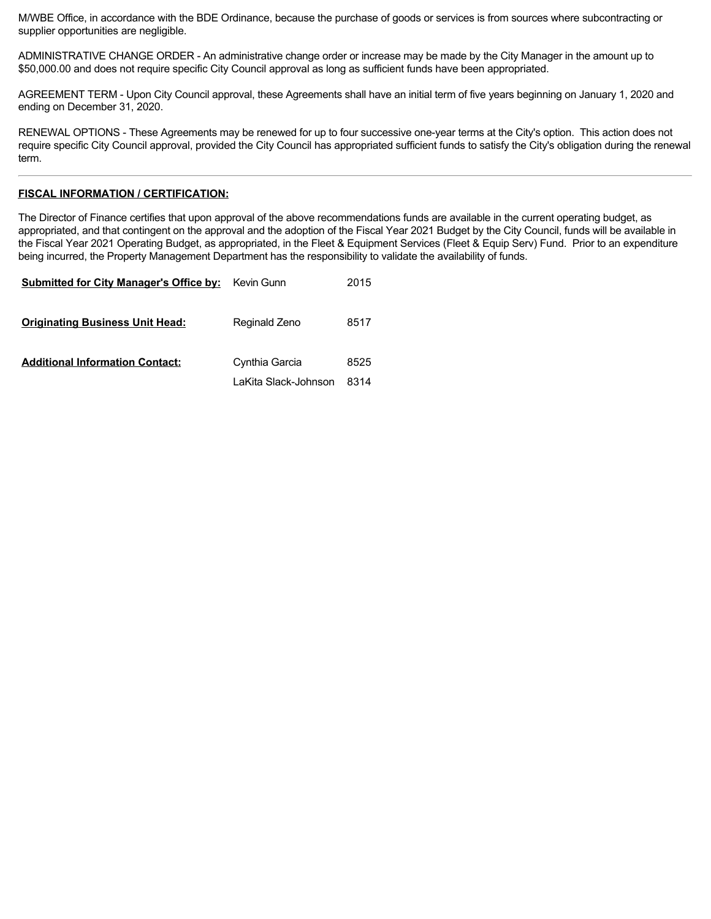M/WBE Office, in accordance with the BDE Ordinance, because the purchase of goods or services is from sources where subcontracting or supplier opportunities are negligible.

ADMINISTRATIVE CHANGE ORDER - An administrative change order or increase may be made by the City Manager in the amount up to $50,000.00 and does not require specific City Council approval as long as sufficient funds have been appropriated.

AGREEMENT TERM - Upon City Council approval, these Agreements shall have an initial term of five years beginning on January 1, 2020 and ending on December 31, 2020.

RENEWAL OPTIONS - These Agreements may be renewed for up to four successive one-year terms at the City's option. This action does not require specific City Council approval, provided the City Council has appropriated sufficient funds to satisfy the City's obligation during the renewal term.

---

**FISCAL INFORMATION / CERTIFICATION:**

The Director of Finance certifies that upon approval of the above recommendations funds are available in the current operating budget, as appropriated, and that contingent on the approval and the adoption of the Fiscal Year 2021 Budget by the City Council, funds will be available in the Fiscal Year 2021 Operating Budget, as appropriated, in the Fleet & Equipment Services (Fleet & Equip Serv) Fund. Prior to an expenditure being incurred, the Property Management Department has the responsibility to validate the availability of funds.

| | | |
|---|---|---|
| **Submitted for City Manager's Office by:** | Kevin Gunn | 2015 |
| **Originating Business Unit Head:** | Reginald Zeno | 8517 |
| **Additional Information Contact:** | Cynthia Garcia | 8525 |
| | LaKita Slack-Johnson | 8314 |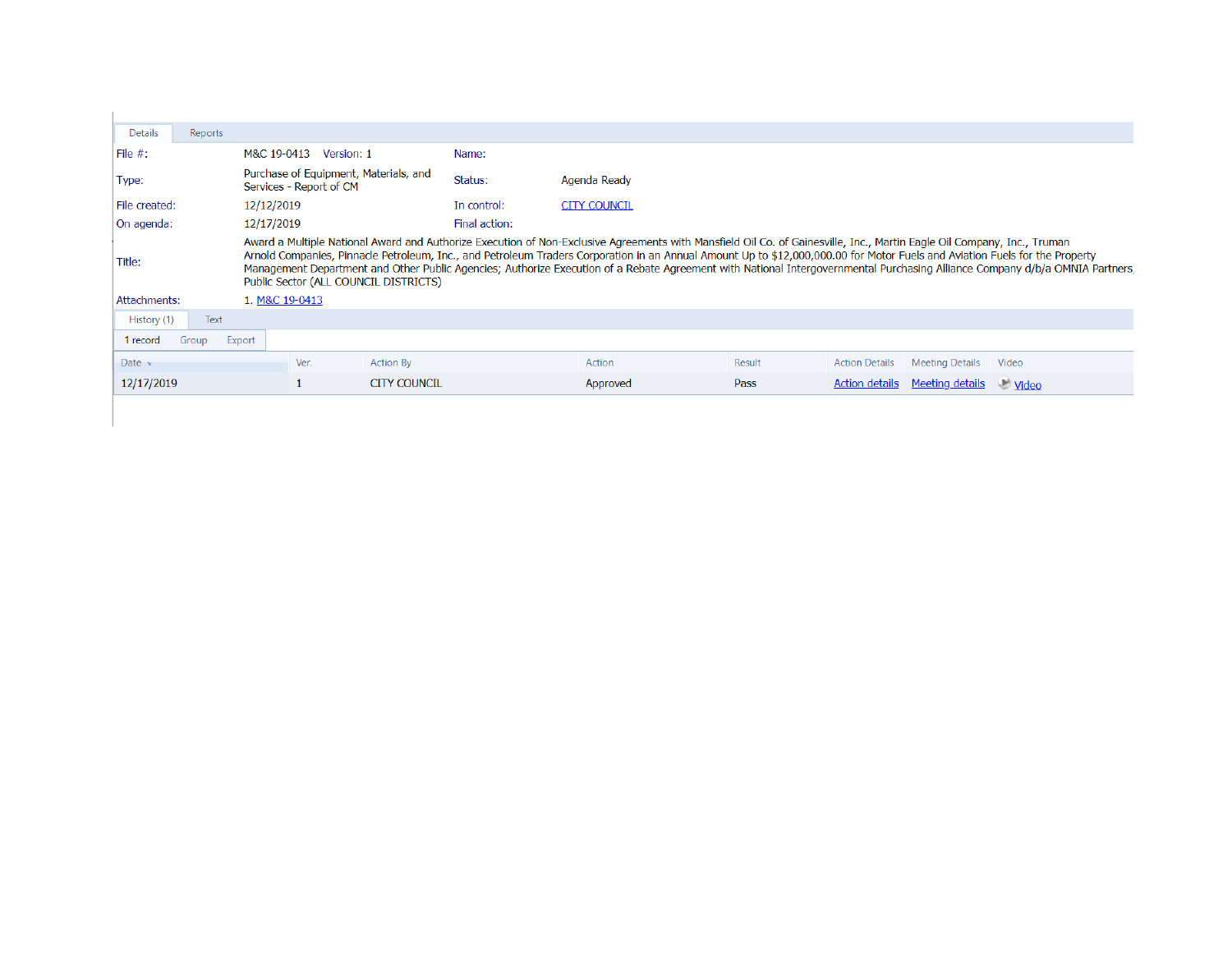Details | Reports

| | | | |
|---|---|---|---|
| File #: | M&C 19-0413 Version: 1 | Name: | |
| Type: | Purchase of Equipment, Materials, and Services - Report of CM | Status: | Agenda Ready |
| File created: | 12/12/2019 | In control: | CITY COUNCIL |
| On agenda: | 12/17/2019 | Final action: | |
| Title: | Award a Multiple National Award and Authorize Execution of Non-Exclusive Agreements with Mansfield Oil Co. of Gainesville, Inc., Martin Eagle Oil Company, Inc., Truman Arnold Companies, Pinnacle Petroleum, Inc., and Petroleum Traders Corporation in an Annual Amount Up to $12,000,000.00 for Motor Fuels and Aviation Fuels for the Property Management Department and Other Public Agencies; Authorize Execution of a Rebate Agreement with National Intergovernmental Purchasing Alliance Company d/b/a OMNIA Partners, Public Sector (ALL COUNCIL DISTRICTS) | | |
| Attachments: | 1. M&C 19-0413 | | |

History (1) | Text

1 record | Group | Export

| Date | Ver. | Action By | Action | Result | Action Details | Meeting Details | Video |
|---|---|---|---|---|---|---|---|
| 12/17/2019 | 1 | CITY COUNCIL | Approved | Pass | Action details | Meeting details | Video |